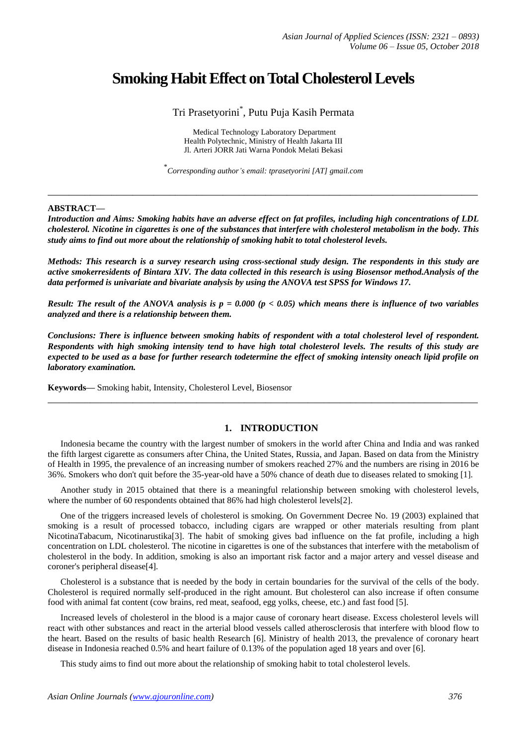# Smoking Habit Effect on Total Cholesterol Levels

Tri Prasetyorini[*], Putu Puja Kasih Permata

Medical Technology Laboratory Department
Health Polytechnic, Ministry of Health Jakarta III
Jl. Arteri JORR Jati Warna Pondok Melati Bekasi

[*]*Corresponding author's email: tprasetyorini [AT] gmail.com*

---

**ABSTRACT—**

***Introduction and Aims: Smoking habits have an adverse effect on fat profiles, including high concentrations of LDL cholesterol. Nicotine in cigarettes is one of the substances that interfere with cholesterol metabolism in the body. This study aims to find out more about the relationship of smoking habit to total cholesterol levels.***

***Methods: This research is a survey research using cross-sectional study design. The respondents in this study are active smokerresidents of Bintara XIV. The data collected in this research is using Biosensor method.Analysis of the data performed is univariate and bivariate analysis by using the ANOVA test SPSS for Windows 17.***

***Result: The result of the ANOVA analysis is $p = 0.000$ ($p < 0.05$) which means there is influence of two variables analyzed and there is a relationship between them.***

***Conclusions: There is influence between smoking habits of respondent with a total cholesterol level of respondent. Respondents with high smoking intensity tend to have high total cholesterol levels. The results of this study are expected to be used as a base for further research todetermine the effect of smoking intensity oneach lipid profile on laboratory examination.***

**Keywords—** Smoking habit, Intensity, Cholesterol Level, Biosensor

---

## 1. INTRODUCTION

Indonesia became the country with the largest number of smokers in the world after China and India and was ranked the fifth largest cigarette as consumers after China, the United States, Russia, and Japan. Based on data from the Ministry of Health in 1995, the prevalence of an increasing number of smokers reached 27% and the numbers are rising in 2016 be 36%. Smokers who don't quit before the 35-year-old have a 50% chance of death due to diseases related to smoking [1].

Another study in 2015 obtained that there is a meaningful relationship between smoking with cholesterol levels, where the number of 60 respondents obtained that 86% had high cholesterol levels[2].

One of the triggers increased levels of cholesterol is smoking. On Government Decree No. 19 (2003) explained that smoking is a result of processed tobacco, including cigars are wrapped or other materials resulting from plant NicotinaTabacum, Nicotinarustika[3]. The habit of smoking gives bad influence on the fat profile, including a high concentration on LDL cholesterol. The nicotine in cigarettes is one of the substances that interfere with the metabolism of cholesterol in the body. In addition, smoking is also an important risk factor and a major artery and vessel disease and coroner's peripheral disease[4].

Cholesterol is a substance that is needed by the body in certain boundaries for the survival of the cells of the body. Cholesterol is required normally self-produced in the right amount. But cholesterol can also increase if often consume food with animal fat content (cow brains, red meat, seafood, egg yolks, cheese, etc.) and fast food [5].

Increased levels of cholesterol in the blood is a major cause of coronary heart disease. Excess cholesterol levels will react with other substances and react in the arterial blood vessels called atherosclerosis that interfere with blood flow to the heart. Based on the results of basic health Research [6]. Ministry of health 2013, the prevalence of coronary heart disease in Indonesia reached 0.5% and heart failure of 0.13% of the population aged 18 years and over [6].

This study aims to find out more about the relationship of smoking habit to total cholesterol levels.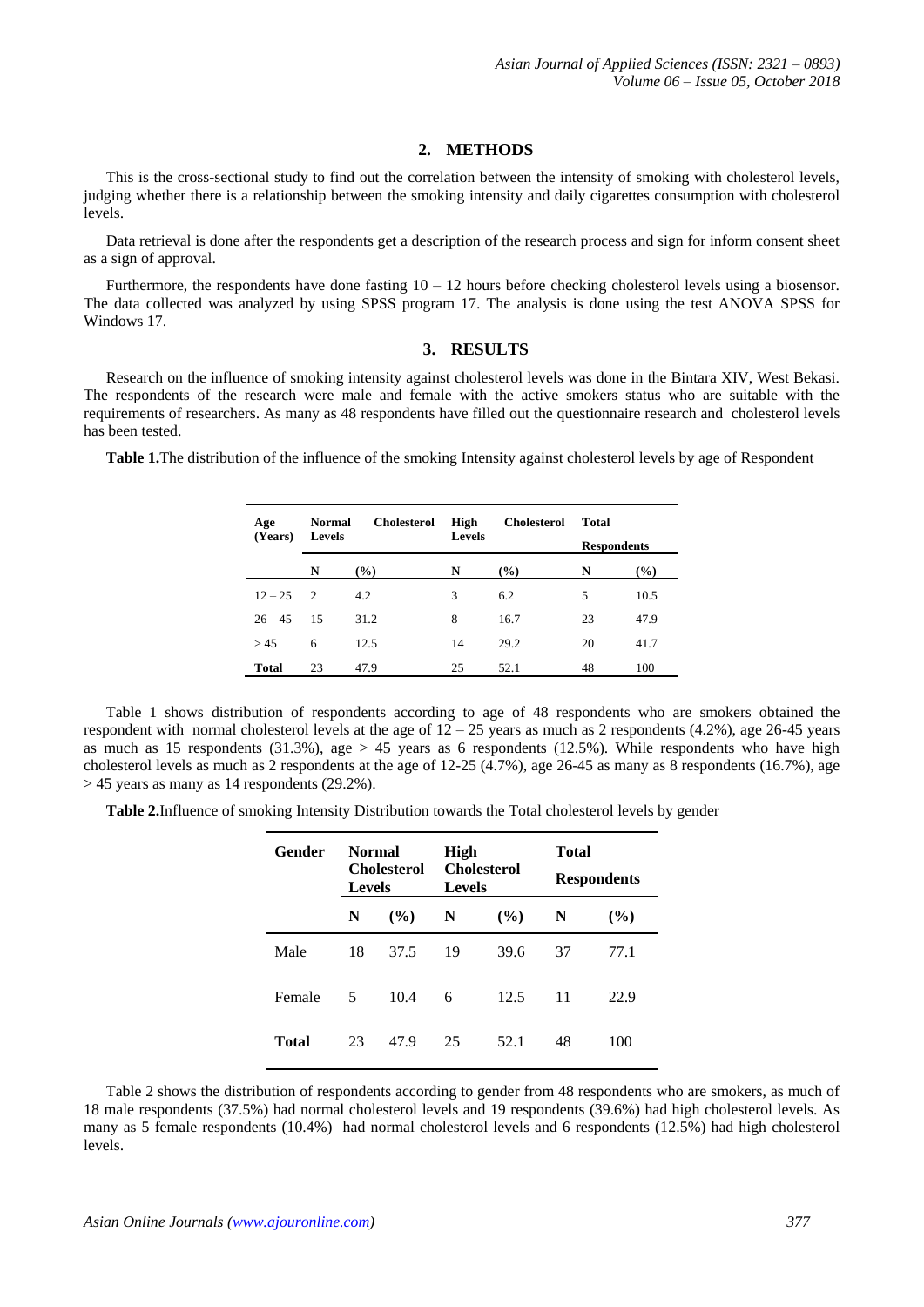## 2. METHODS

This is the cross-sectional study to find out the correlation between the intensity of smoking with cholesterol levels, judging whether there is a relationship between the smoking intensity and daily cigarettes consumption with cholesterol levels.

Data retrieval is done after the respondents get a description of the research process and sign for inform consent sheet as a sign of approval.

Furthermore, the respondents have done fasting 10 – 12 hours before checking cholesterol levels using a biosensor. The data collected was analyzed by using SPSS program 17. The analysis is done using the test ANOVA SPSS for Windows 17.

## 3. RESULTS

Research on the influence of smoking intensity against cholesterol levels was done in the Bintara XIV, West Bekasi. The respondents of the research were male and female with the active smokers status who are suitable with the requirements of researchers. As many as 48 respondents have filled out the questionnaire research and cholesterol levels has been tested.

**Table 1.**The distribution of the influence of the smoking Intensity against cholesterol levels by age of Respondent

| Age (Years) | Normal Cholesterol Levels | | High Cholesterol Levels | | Total Respondents | |
|---|---|---|---|---|---|---|
| | N | (%) | N | (%) | N | (%) |
| 12 – 25 | 2 | 4.2 | 3 | 6.2 | 5 | 10.5 |
| 26 – 45 | 15 | 31.2 | 8 | 16.7 | 23 | 47.9 |
| > 45 | 6 | 12.5 | 14 | 29.2 | 20 | 41.7 |
| **Total** | 23 | 47.9 | 25 | 52.1 | 48 | 100 |

Table 1 shows distribution of respondents according to age of 48 respondents who are smokers obtained the respondent with normal cholesterol levels at the age of 12 – 25 years as much as 2 respondents (4.2%), age 26-45 years as much as 15 respondents (31.3%), age > 45 years as 6 respondents (12.5%). While respondents who have high cholesterol levels as much as 2 respondents at the age of 12-25 (4.7%), age 26-45 as many as 8 respondents (16.7%), age > 45 years as many as 14 respondents (29.2%).

**Table 2.**Influence of smoking Intensity Distribution towards the Total cholesterol levels by gender

| Gender | Normal Cholesterol Levels | | High Cholesterol Levels | | Total Respondents | |
|---|---|---|---|---|---|---|
| | N | (%) | N | (%) | N | (%) |
| Male | 18 | 37.5 | 19 | 39.6 | 37 | 77.1 |
| Female | 5 | 10.4 | 6 | 12.5 | 11 | 22.9 |
| **Total** | 23 | 47.9 | 25 | 52.1 | 48 | 100 |

Table 2 shows the distribution of respondents according to gender from 48 respondents who are smokers, as much of 18 male respondents (37.5%) had normal cholesterol levels and 19 respondents (39.6%) had high cholesterol levels. As many as 5 female respondents (10.4%) had normal cholesterol levels and 6 respondents (12.5%) had high cholesterol levels.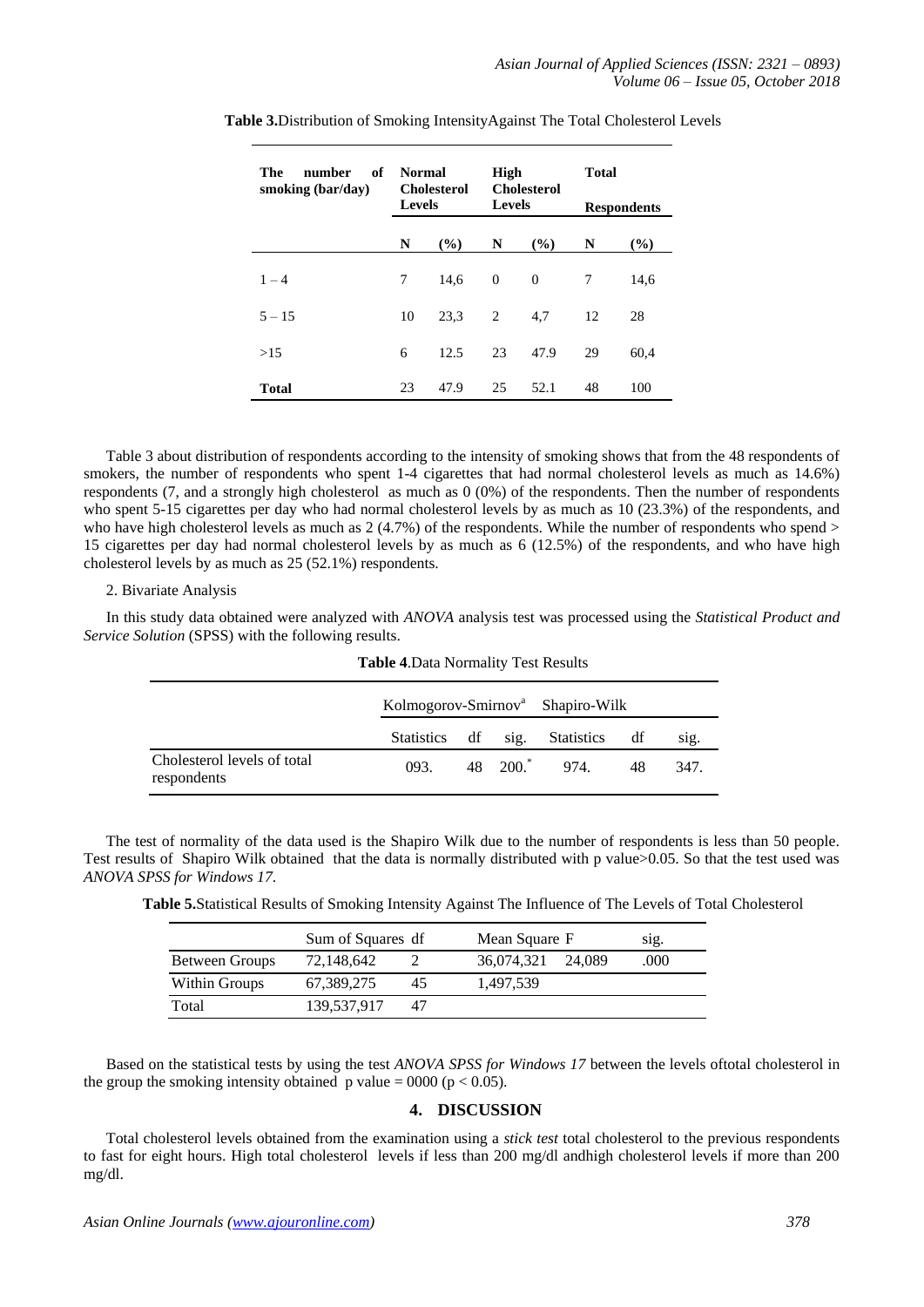**Table 3.**Distribution of Smoking IntensityAgainst The Total Cholesterol Levels

| The number of smoking (bar/day) | Normal Cholesterol Levels | | High Cholesterol Levels | | Total Respondents | |
|---|---|---|---|---|---|---|
| | N | (%) | N | (%) | N | (%) |
| 1 – 4 | 7 | 14,6 | 0 | 0 | 7 | 14,6 |
| 5 – 15 | 10 | 23,3 | 2 | 4,7 | 12 | 28 |
| >15 | 6 | 12.5 | 23 | 47.9 | 29 | 60,4 |
| **Total** | 23 | 47.9 | 25 | 52.1 | 48 | 100 |

Table 3 about distribution of respondents according to the intensity of smoking shows that from the 48 respondents of smokers, the number of respondents who spent 1-4 cigarettes that had normal cholesterol levels as much as 14.6%) respondents (7, and a strongly high cholesterol as much as 0 (0%) of the respondents. Then the number of respondents who spent 5-15 cigarettes per day who had normal cholesterol levels by as much as 10 (23.3%) of the respondents, and who have high cholesterol levels as much as 2 (4.7%) of the respondents. While the number of respondents who spend > 15 cigarettes per day had normal cholesterol levels by as much as 6 (12.5%) of the respondents, and who have high cholesterol levels by as much as 25 (52.1%) respondents.

2. Bivariate Analysis

In this study data obtained were analyzed with *ANOVA* analysis test was processed using the *Statistical Product and Service Solution* (SPSS) with the following results.

**Table 4**.Data Normality Test Results

| | Kolmogorov-Smirnov[a] | | | Shapiro-Wilk | | |
|---|---|---|---|---|---|---|
| | Statistics | df | sig. | Statistics | df | sig. |
| Cholesterol levels of total respondents | 093. | 48 | 200.* | 974. | 48 | 347. |

The test of normality of the data used is the Shapiro Wilk due to the number of respondents is less than 50 people. Test results of Shapiro Wilk obtained that the data is normally distributed with p value>0.05. So that the test used was *ANOVA SPSS for Windows 17.*

**Table 5.**Statistical Results of Smoking Intensity Against The Influence of The Levels of Total Cholesterol

| | Sum of Squares | df | Mean Square | F | sig. |
|---|---|---|---|---|---|
| Between Groups | 72,148,642 | 2 | 36,074,321 | 24,089 | .000 |
| Within Groups | 67,389,275 | 45 | 1,497,539 | | |
| Total | 139,537,917 | 47 | | | |

Based on the statistical tests by using the test *ANOVA SPSS for Windows 17* between the levels oftotal cholesterol in the group the smoking intensity obtained p value = 0000 ($p < 0.05$).

## 4. DISCUSSION

Total cholesterol levels obtained from the examination using a *stick test* total cholesterol to the previous respondents to fast for eight hours. High total cholesterol levels if less than 200 mg/dl andhigh cholesterol levels if more than 200 mg/dl.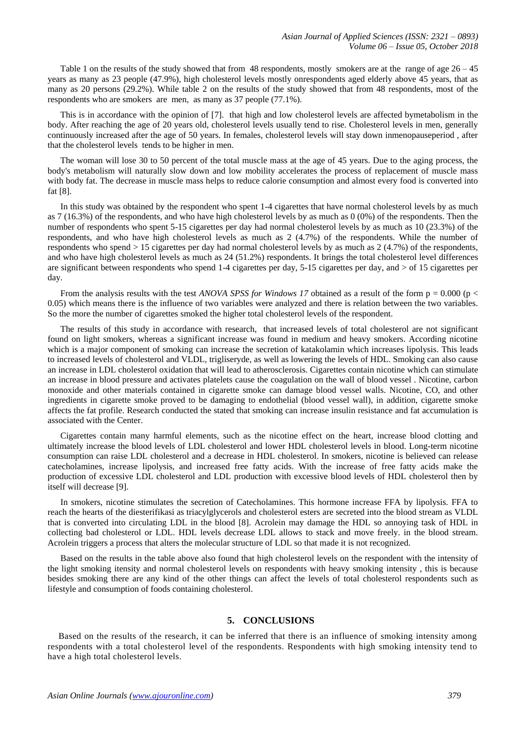Table 1 on the results of the study showed that from 48 respondents, mostly smokers are at the range of age 26 – 45 years as many as 23 people (47.9%), high cholesterol levels mostly onrespondents aged elderly above 45 years, that as many as 20 persons (29.2%). While table 2 on the results of the study showed that from 48 respondents, most of the respondents who are smokers are men, as many as 37 people (77.1%).

This is in accordance with the opinion of [7]. that high and low cholesterol levels are affected bymetabolism in the body. After reaching the age of 20 years old, cholesterol levels usually tend to rise. Cholesterol levels in men, generally continuously increased after the age of 50 years. In females, cholesterol levels will stay down inmenopauseperiod , after that the cholesterol levels tends to be higher in men.

The woman will lose 30 to 50 percent of the total muscle mass at the age of 45 years. Due to the aging process, the body's metabolism will naturally slow down and low mobility accelerates the process of replacement of muscle mass with body fat. The decrease in muscle mass helps to reduce calorie consumption and almost every food is converted into fat [8].

In this study was obtained by the respondent who spent 1-4 cigarettes that have normal cholesterol levels by as much as 7 (16.3%) of the respondents, and who have high cholesterol levels by as much as 0 (0%) of the respondents. Then the number of respondents who spent 5-15 cigarettes per day had normal cholesterol levels by as much as 10 (23.3%) of the respondents, and who have high cholesterol levels as much as 2 (4.7%) of the respondents. While the number of respondents who spend > 15 cigarettes per day had normal cholesterol levels by as much as 2 (4.7%) of the respondents, and who have high cholesterol levels as much as 24 (51.2%) respondents. It brings the total cholesterol level differences are significant between respondents who spend 1-4 cigarettes per day, 5-15 cigarettes per day, and > of 15 cigarettes per day.

From the analysis results with the test *ANOVA SPSS for Windows 17* obtained as a result of the form $p = 0.000$ ($p < 0.05$) which means there is the influence of two variables were analyzed and there is relation between the two variables. So the more the number of cigarettes smoked the higher total cholesterol levels of the respondent.

The results of this study in accordance with research, that increased levels of total cholesterol are not significant found on light smokers, whereas a significant increase was found in medium and heavy smokers. According nicotine which is a major component of smoking can increase the secretion of katakolamin which increases lipolysis. This leads to increased levels of cholesterol and VLDL, trigliseryde, as well as lowering the levels of HDL. Smoking can also cause an increase in LDL cholesterol oxidation that will lead to atherosclerosis. Cigarettes contain nicotine which can stimulate an increase in blood pressure and activates platelets cause the coagulation on the wall of blood vessel . Nicotine, carbon monoxide and other materials contained in cigarette smoke can damage blood vessel walls. Nicotine, CO, and other ingredients in cigarette smoke proved to be damaging to endothelial (blood vessel wall), in addition, cigarette smoke affects the fat profile. Research conducted the stated that smoking can increase insulin resistance and fat accumulation is associated with the Center.

Cigarettes contain many harmful elements, such as the nicotine effect on the heart, increase blood clotting and ultimately increase the blood levels of LDL cholesterol and lower HDL cholesterol levels in blood. Long-term nicotine consumption can raise LDL cholesterol and a decrease in HDL cholesterol. In smokers, nicotine is believed can release catecholamines, increase lipolysis, and increased free fatty acids. With the increase of free fatty acids make the production of excessive LDL cholesterol and LDL production with excessive blood levels of HDL cholesterol then by itself will decrease [9].

In smokers, nicotine stimulates the secretion of Catecholamines. This hormone increase FFA by lipolysis. FFA to reach the hearts of the diesterifikasi as triacylglycerols and cholesterol esters are secreted into the blood stream as VLDL that is converted into circulating LDL in the blood [8]. Acrolein may damage the HDL so annoying task of HDL in collecting bad cholesterol or LDL. HDL levels decrease LDL allows to stack and move freely. in the blood stream. Acrolein triggers a process that alters the molecular structure of LDL so that made it is not recognized.

Based on the results in the table above also found that high cholesterol levels on the respondent with the intensity of the light smoking itensity and normal cholesterol levels on respondents with heavy smoking intensity , this is because besides smoking there are any kind of the other things can affect the levels of total cholesterol respondents such as lifestyle and consumption of foods containing cholesterol.

## 5. CONCLUSIONS

Based on the results of the research, it can be inferred that there is an influence of smoking intensity among respondents with a total cholesterol level of the respondents. Respondents with high smoking intensity tend to have a high total cholesterol levels.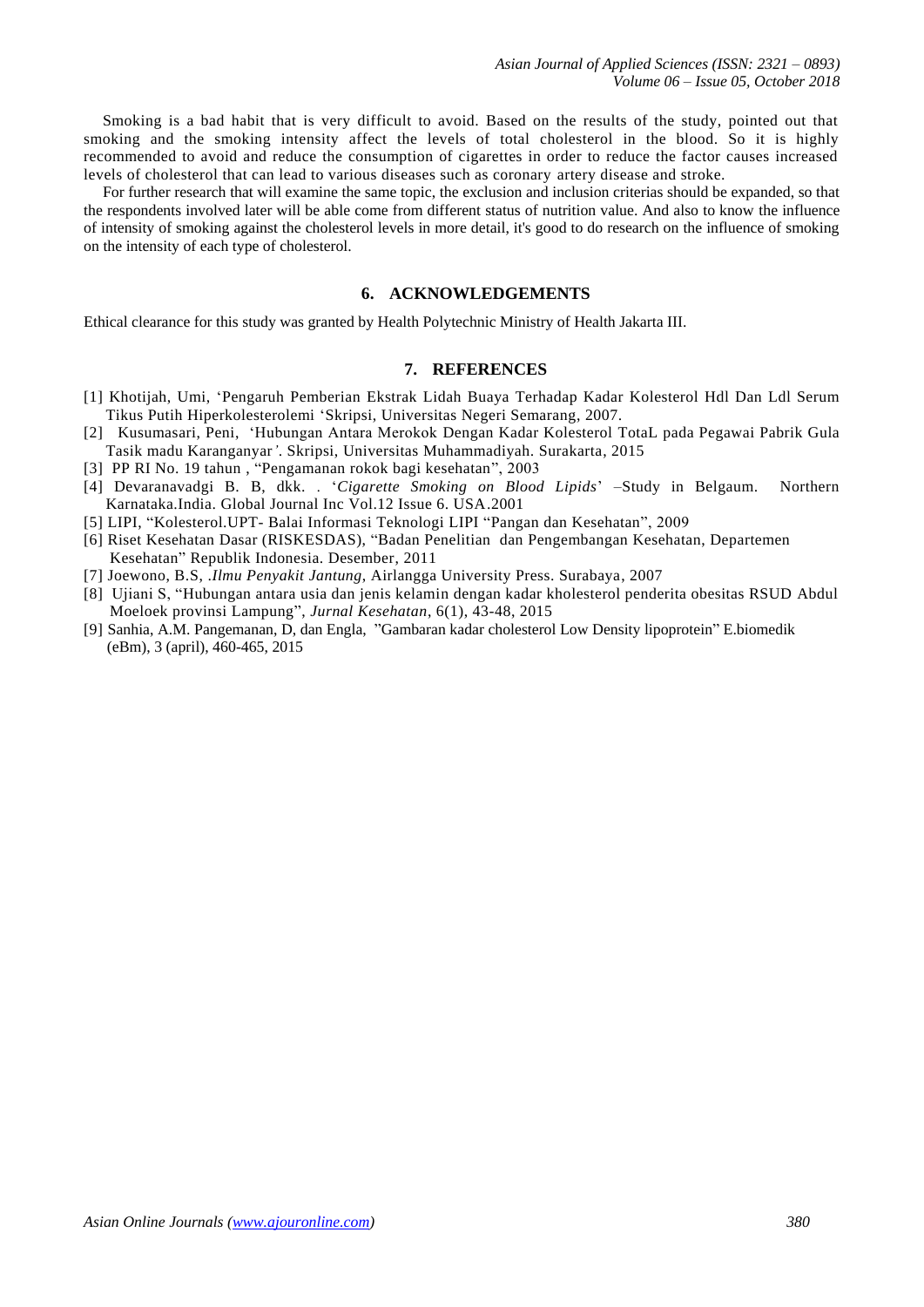Smoking is a bad habit that is very difficult to avoid. Based on the results of the study, pointed out that smoking and the smoking intensity affect the levels of total cholesterol in the blood. So it is highly recommended to avoid and reduce the consumption of cigarettes in order to reduce the factor causes increased levels of cholesterol that can lead to various diseases such as coronary artery disease and stroke.

For further research that will examine the same topic, the exclusion and inclusion criterias should be expanded, so that the respondents involved later will be able come from different status of nutrition value. And also to know the influence of intensity of smoking against the cholesterol levels in more detail, it's good to do research on the influence of smoking on the intensity of each type of cholesterol.

## 6. ACKNOWLEDGEMENTS

Ethical clearance for this study was granted by Health Polytechnic Ministry of Health Jakarta III.

## 7. REFERENCES

[1] Khotijah, Umi, 'Pengaruh Pemberian Ekstrak Lidah Buaya Terhadap Kadar Kolesterol Hdl Dan Ldl Serum Tikus Putih Hiperkolesterolemi 'Skripsi, Universitas Negeri Semarang, 2007.

[2] Kusumasari, Peni, 'Hubungan Antara Merokok Dengan Kadar Kolesterol TotaL pada Pegawai Pabrik Gula Tasik madu Karanganyar*'*. Skripsi, Universitas Muhammadiyah. Surakarta, 2015

[3] PP RI No. 19 tahun , "Pengamanan rokok bagi kesehatan", 2003

[4] Devaranavadgi B. B, dkk. . '*Cigarette Smoking on Blood Lipids*' –Study in Belgaum. Northern Karnataka.India. Global Journal Inc Vol.12 Issue 6. USA.2001

[5] LIPI, "Kolesterol.UPT- Balai Informasi Teknologi LIPI "Pangan dan Kesehatan", 2009

[6] Riset Kesehatan Dasar (RISKESDAS), "Badan Penelitian dan Pengembangan Kesehatan, Departemen Kesehatan" Republik Indonesia. Desember, 2011

[7] Joewono, B.S, .*Ilmu Penyakit Jantung*, Airlangga University Press. Surabaya, 2007

[8] Ujiani S, "Hubungan antara usia dan jenis kelamin dengan kadar kholesterol penderita obesitas RSUD Abdul Moeloek provinsi Lampung", *Jurnal Kesehatan*, 6(1), 43-48, 2015

[9] Sanhia, A.M. Pangemanan, D, dan Engla, "Gambaran kadar cholesterol Low Density lipoprotein" E.biomedik (eBm), 3 (april), 460-465, 2015